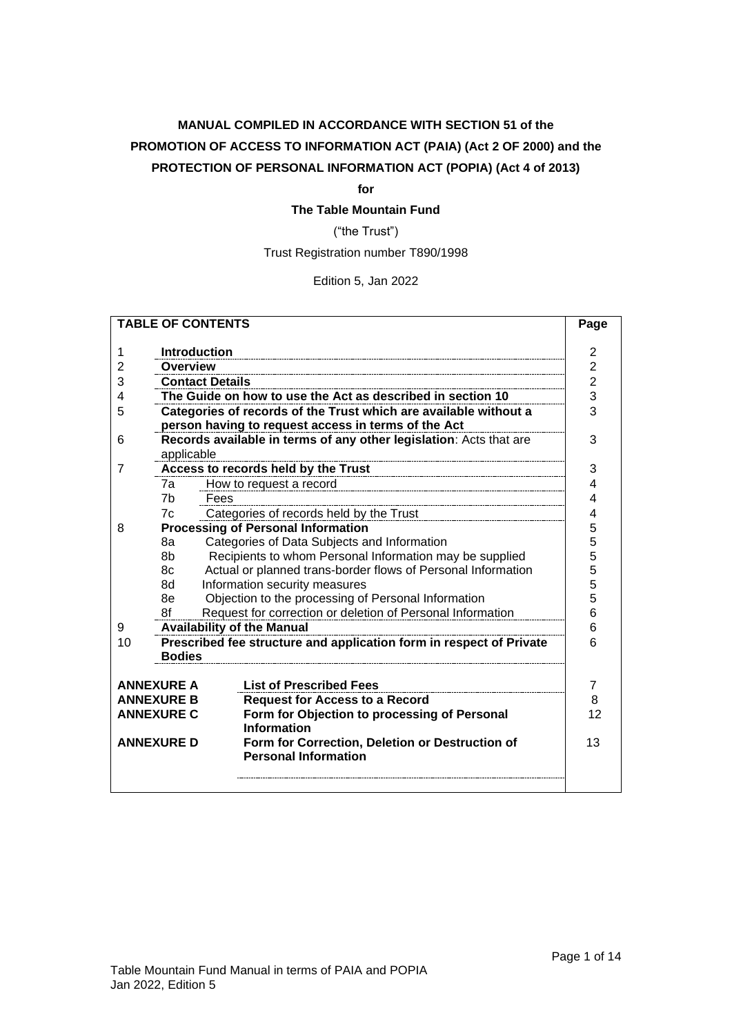**MANUAL COMPILED IN ACCORDANCE WITH SECTION 51 of the PROMOTION OF ACCESS TO INFORMATION ACT (PAIA) (Act 2 OF 2000) and the PROTECTION OF PERSONAL INFORMATION ACT (POPIA) (Act 4 of 2013)**

**for**

**The Table Mountain Fund**

("the Trust")

Trust Registration number T890/1998

Edition 5, Jan 2022

| **TABLE OF CONTENTS** | | | **Page** |
|---|---|---|---|
| 1 | **Introduction** | | 2 |
| 2 | **Overview** | | 2 |
| 3 | **Contact Details** | | 2 |
| 4 | **The Guide on how to use the Act as described in section 10** | | 3 |
| 5 | **Categories of records of the Trust which are available without a person having to request access in terms of the Act** | | 3 |
| 6 | **Records available in terms of any other legislation**: Acts that are applicable | | 3 |
| 7 | **Access to records held by the Trust** | | 3 |
| | 7a | How to request a record | 4 |
| | 7b | Fees | 4 |
| | 7c | Categories of records held by the Trust | 4 |
| 8 | **Processing of Personal Information** | | 5 |
| | 8a | Categories of Data Subjects and Information | 5 |
| | 8b | Recipients to whom Personal Information may be supplied | 5 |
| | 8c | Actual or planned trans-border flows of Personal Information | 5 |
| | 8d | Information security measures | 5 |
| | 8e | Objection to the processing of Personal Information | 5 |
| | 8f | Request for correction or deletion of Personal Information | 6 |
| 9 | **Availability of the Manual** | | 6 |
| 10 | **Prescribed fee structure and application form in respect of Private Bodies** | | 6 |
| **ANNEXURE A** | | **List of Prescribed Fees** | 7 |
| **ANNEXURE B** | | **Request for Access to a Record** | 8 |
| **ANNEXURE C** | | **Form for Objection to processing of Personal Information** | 12 |
| **ANNEXURE D** | | **Form for Correction, Deletion or Destruction of Personal Information** | 13 |

Table Mountain Fund Manual in terms of PAIA and POPIA
Jan 2022, Edition 5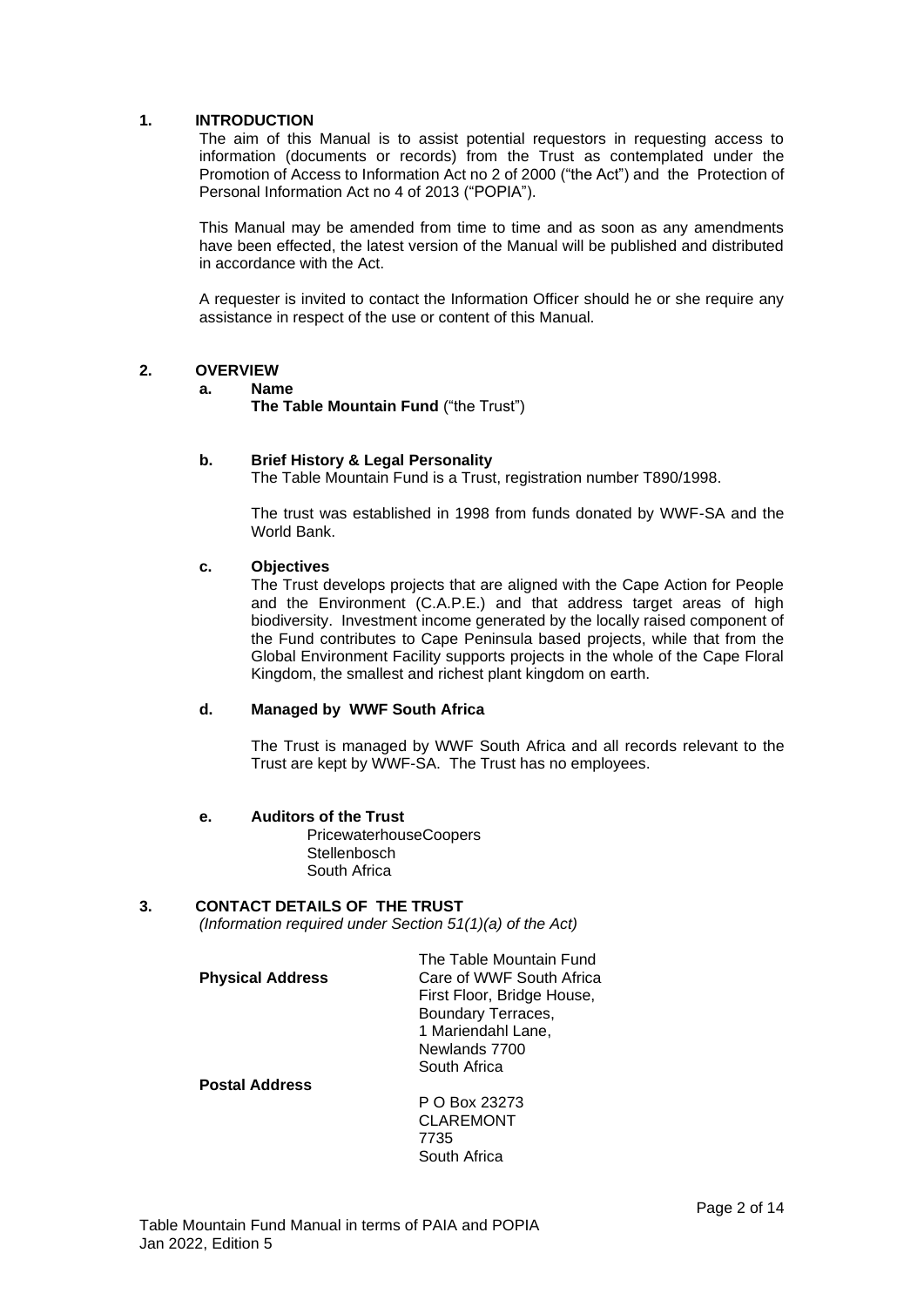## 1. INTRODUCTION

The aim of this Manual is to assist potential requestors in requesting access to information (documents or records) from the Trust as contemplated under the Promotion of Access to Information Act no 2 of 2000 ("the Act") and the Protection of Personal Information Act no 4 of 2013 ("POPIA").

This Manual may be amended from time to time and as soon as any amendments have been effected, the latest version of the Manual will be published and distributed in accordance with the Act.

A requester is invited to contact the Information Officer should he or she require any assistance in respect of the use or content of this Manual.

## 2. OVERVIEW

### a. Name

**The Table Mountain Fund** ("the Trust")

### b. Brief History & Legal Personality

The Table Mountain Fund is a Trust, registration number T890/1998.

The trust was established in 1998 from funds donated by WWF-SA and the World Bank.

### c. Objectives

The Trust develops projects that are aligned with the Cape Action for People and the Environment (C.A.P.E.) and that address target areas of high biodiversity. Investment income generated by the locally raised component of the Fund contributes to Cape Peninsula based projects, while that from the Global Environment Facility supports projects in the whole of the Cape Floral Kingdom, the smallest and richest plant kingdom on earth.

### d. Managed by WWF South Africa

The Trust is managed by WWF South Africa and all records relevant to the Trust are kept by WWF-SA. The Trust has no employees.

### e. Auditors of the Trust

PricewaterhouseCoopers
Stellenbosch
South Africa

## 3. CONTACT DETAILS OF THE TRUST

*(Information required under Section 51(1)(a) of the Act)*

**Physical Address**

The Table Mountain Fund
Care of WWF South Africa
First Floor, Bridge House,
Boundary Terraces,
1 Mariendahl Lane,
Newlands 7700
South Africa

**Postal Address**

P O Box 23273
CLAREMONT
7735
South Africa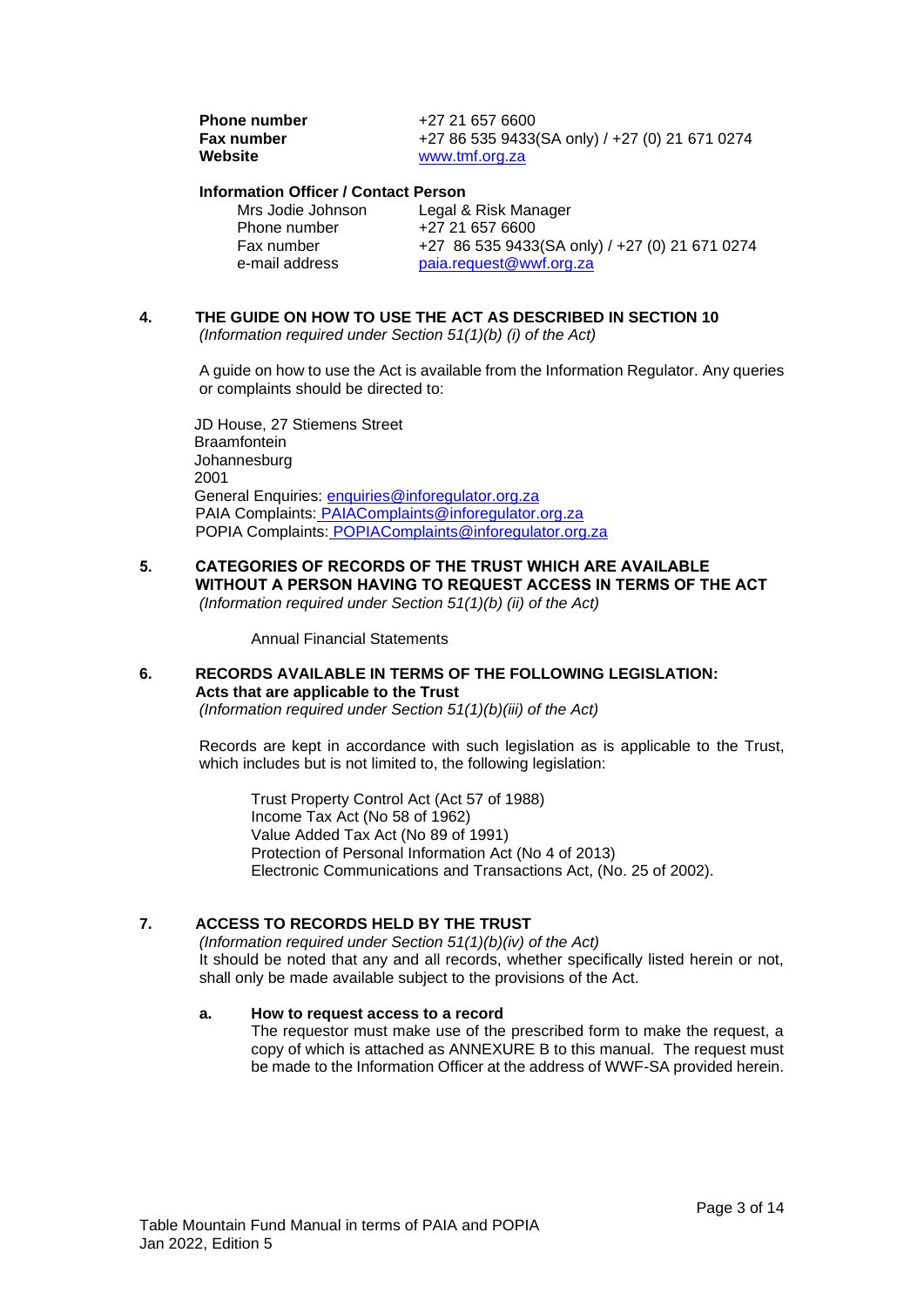| | |
|---|---|
| **Phone number** | +27 21 657 6600 |
| **Fax number** | +27 86 535 9433(SA only) / +27 (0) 21 671 0274 |
| **Website** | www.tmf.org.za |

**Information Officer / Contact Person**

| | |
|---|---|
| Mrs Jodie Johnson | Legal & Risk Manager |
| Phone number | +27 21 657 6600 |
| Fax number | +27 86 535 9433(SA only) / +27 (0) 21 671 0274 |
| e-mail address | paia.request@wwf.org.za |

## 4. THE GUIDE ON HOW TO USE THE ACT AS DESCRIBED IN SECTION 10

*(Information required under Section 51(1)(b) (i) of the Act)*

A guide on how to use the Act is available from the Information Regulator. Any queries or complaints should be directed to:

JD House, 27 Stiemens Street
Braamfontein
Johannesburg
2001
General Enquiries: enquiries@inforegulator.org.za
PAIA Complaints: PAIAComplaints@inforegulator.org.za
POPIA Complaints: POPIAComplaints@inforegulator.org.za

## 5. CATEGORIES OF RECORDS OF THE TRUST WHICH ARE AVAILABLE WITHOUT A PERSON HAVING TO REQUEST ACCESS IN TERMS OF THE ACT

*(Information required under Section 51(1)(b) (ii) of the Act)*

Annual Financial Statements

## 6. RECORDS AVAILABLE IN TERMS OF THE FOLLOWING LEGISLATION: Acts that are applicable to the Trust

*(Information required under Section 51(1)(b)(iii) of the Act)*

Records are kept in accordance with such legislation as is applicable to the Trust, which includes but is not limited to, the following legislation:

Trust Property Control Act (Act 57 of 1988)
Income Tax Act (No 58 of 1962)
Value Added Tax Act (No 89 of 1991)
Protection of Personal Information Act (No 4 of 2013)
Electronic Communications and Transactions Act, (No. 25 of 2002).

## 7. ACCESS TO RECORDS HELD BY THE TRUST

*(Information required under Section 51(1)(b)(iv) of the Act)*
It should be noted that any and all records, whether specifically listed herein or not, shall only be made available subject to the provisions of the Act.

### a. How to request access to a record

The requestor must make use of the prescribed form to make the request, a copy of which is attached as ANNEXURE B to this manual. The request must be made to the Information Officer at the address of WWF-SA provided herein.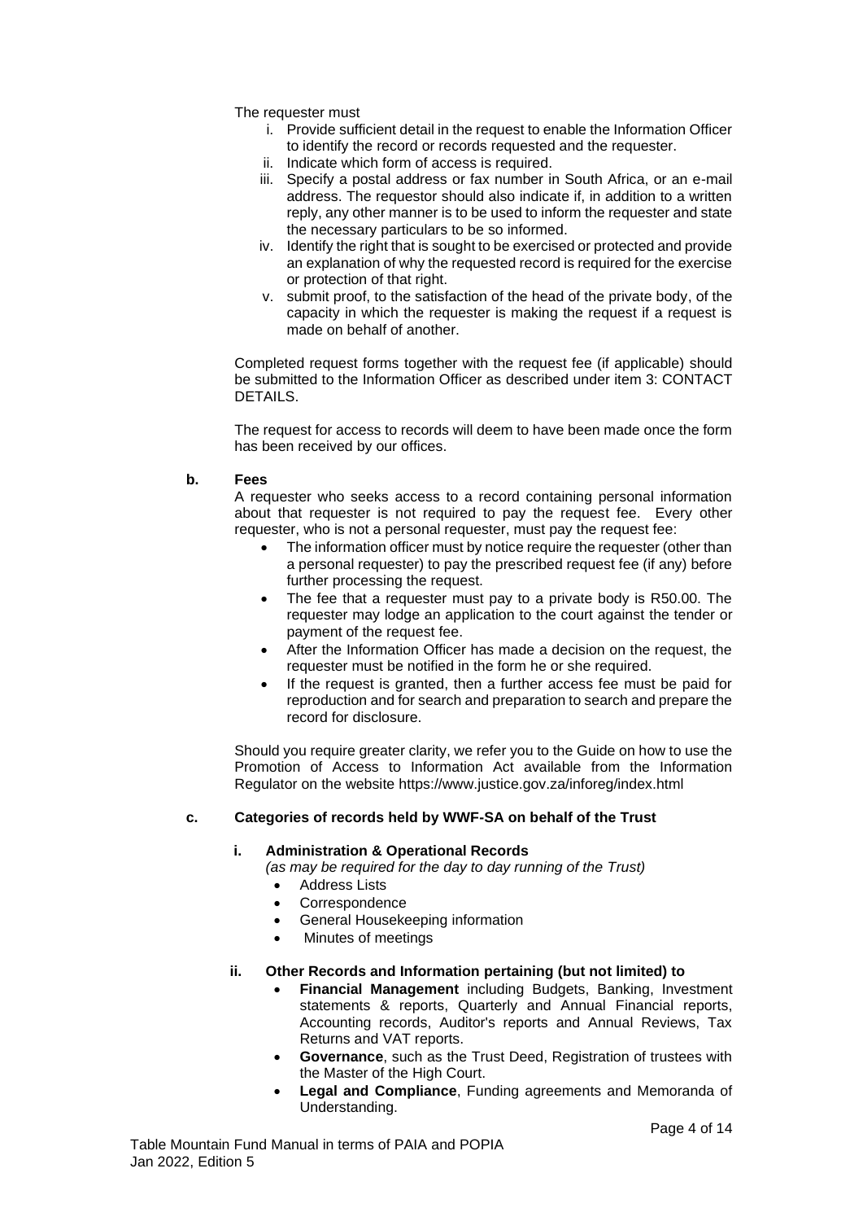The requester must

i. Provide sufficient detail in the request to enable the Information Officer to identify the record or records requested and the requester.
ii. Indicate which form of access is required.
iii. Specify a postal address or fax number in South Africa, or an e-mail address. The requestor should also indicate if, in addition to a written reply, any other manner is to be used to inform the requester and state the necessary particulars to be so informed.
iv. Identify the right that is sought to be exercised or protected and provide an explanation of why the requested record is required for the exercise or protection of that right.
v. submit proof, to the satisfaction of the head of the private body, of the capacity in which the requester is making the request if a request is made on behalf of another.

Completed request forms together with the request fee (if applicable) should be submitted to the Information Officer as described under item 3: CONTACT DETAILS.

The request for access to records will deem to have been made once the form has been received by our offices.

**b. Fees**

A requester who seeks access to a record containing personal information about that requester is not required to pay the request fee. Every other requester, who is not a personal requester, must pay the request fee:

- The information officer must by notice require the requester (other than a personal requester) to pay the prescribed request fee (if any) before further processing the request.
- The fee that a requester must pay to a private body is R50.00. The requester may lodge an application to the court against the tender or payment of the request fee.
- After the Information Officer has made a decision on the request, the requester must be notified in the form he or she required.
- If the request is granted, then a further access fee must be paid for reproduction and for search and preparation to search and prepare the record for disclosure.

Should you require greater clarity, we refer you to the Guide on how to use the Promotion of Access to Information Act available from the Information Regulator on the website https://www.justice.gov.za/inforeg/index.html

**c. Categories of records held by WWF-SA on behalf of the Trust**

**i. Administration & Operational Records**

*(as may be required for the day to day running of the Trust)*

- Address Lists
- Correspondence
- General Housekeeping information
- Minutes of meetings

**ii. Other Records and Information pertaining (but not limited) to**

- **Financial Management** including Budgets, Banking, Investment statements & reports, Quarterly and Annual Financial reports, Accounting records, Auditor's reports and Annual Reviews, Tax Returns and VAT reports.
- **Governance**, such as the Trust Deed, Registration of trustees with the Master of the High Court.
- **Legal and Compliance**, Funding agreements and Memoranda of Understanding.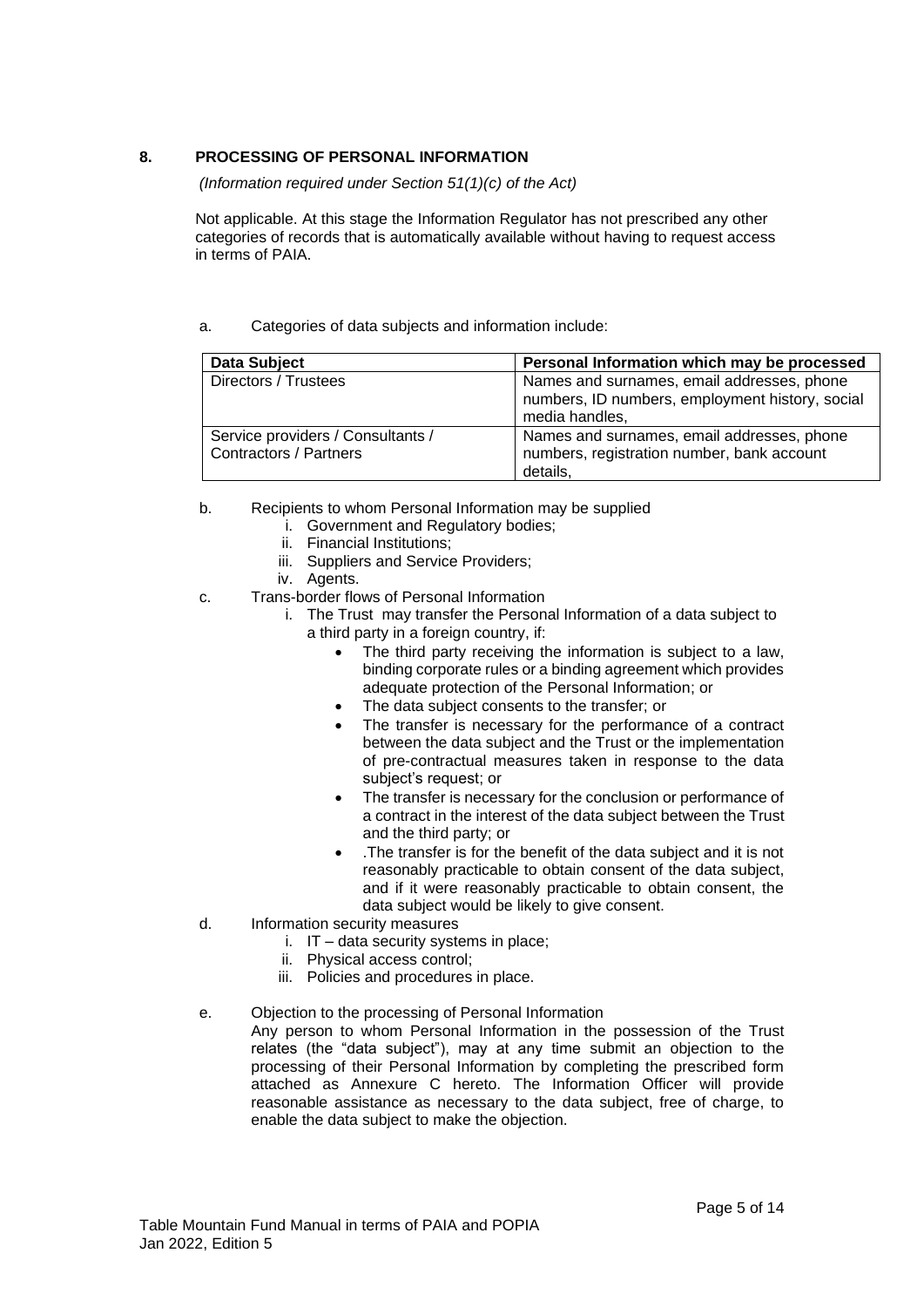## 8. PROCESSING OF PERSONAL INFORMATION

*(Information required under Section 51(1)(c) of the Act)*

Not applicable. At this stage the Information Regulator has not prescribed any other categories of records that is automatically available without having to request access in terms of PAIA.

a. Categories of data subjects and information include:

| Data Subject | Personal Information which may be processed |
|---|---|
| Directors / Trustees | Names and surnames, email addresses, phone numbers, ID numbers, employment history, social media handles, |
| Service providers / Consultants / Contractors / Partners | Names and surnames, email addresses, phone numbers, registration number, bank account details, |

b. Recipients to whom Personal Information may be supplied
   i. Government and Regulatory bodies;
   ii. Financial Institutions;
   iii. Suppliers and Service Providers;
   iv. Agents.

c. Trans-border flows of Personal Information
   i. The Trust may transfer the Personal Information of a data subject to a third party in a foreign country, if:
      - The third party receiving the information is subject to a law, binding corporate rules or a binding agreement which provides adequate protection of the Personal Information; or
      - The data subject consents to the transfer; or
      - The transfer is necessary for the performance of a contract between the data subject and the Trust or the implementation of pre-contractual measures taken in response to the data subject's request; or
      - The transfer is necessary for the conclusion or performance of a contract in the interest of the data subject between the Trust and the third party; or
      - .The transfer is for the benefit of the data subject and it is not reasonably practicable to obtain consent of the data subject, and if it were reasonably practicable to obtain consent, the data subject would be likely to give consent.

d. Information security measures
   i. IT – data security systems in place;
   ii. Physical access control;
   iii. Policies and procedures in place.

e. Objection to the processing of Personal Information

   Any person to whom Personal Information in the possession of the Trust relates (the "data subject"), may at any time submit an objection to the processing of their Personal Information by completing the prescribed form attached as Annexure C hereto. The Information Officer will provide reasonable assistance as necessary to the data subject, free of charge, to enable the data subject to make the objection.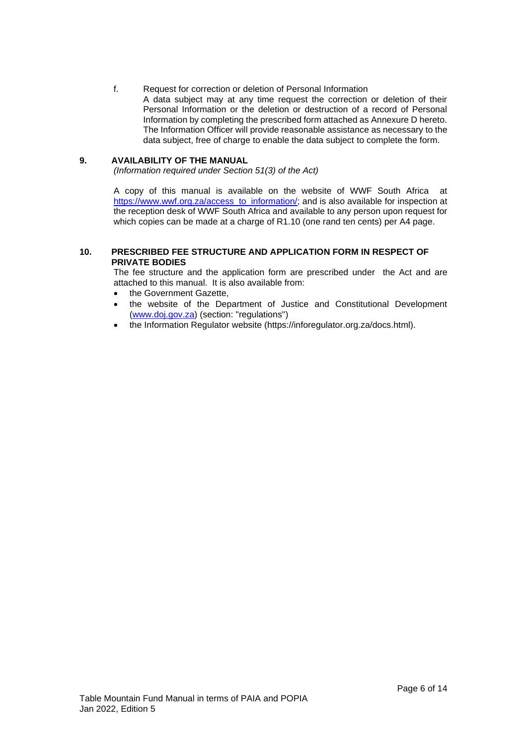f. Request for correction or deletion of Personal Information

A data subject may at any time request the correction or deletion of their Personal Information or the deletion or destruction of a record of Personal Information by completing the prescribed form attached as Annexure D hereto. The Information Officer will provide reasonable assistance as necessary to the data subject, free of charge to enable the data subject to complete the form.

## 9. AVAILABILITY OF THE MANUAL

*(Information required under Section 51(3) of the Act)*

A copy of this manual is available on the website of WWF South Africa at https://www.wwf.org.za/access_to_information/; and is also available for inspection at the reception desk of WWF South Africa and available to any person upon request for which copies can be made at a charge of R1.10 (one rand ten cents) per A4 page.

## 10. PRESCRIBED FEE STRUCTURE AND APPLICATION FORM IN RESPECT OF PRIVATE BODIES

The fee structure and the application form are prescribed under the Act and are attached to this manual. It is also available from:

- the Government Gazette,
- the website of the Department of Justice and Constitutional Development (www.doj.gov.za) (section: "regulations")
- the Information Regulator website (https://inforegulator.org.za/docs.html).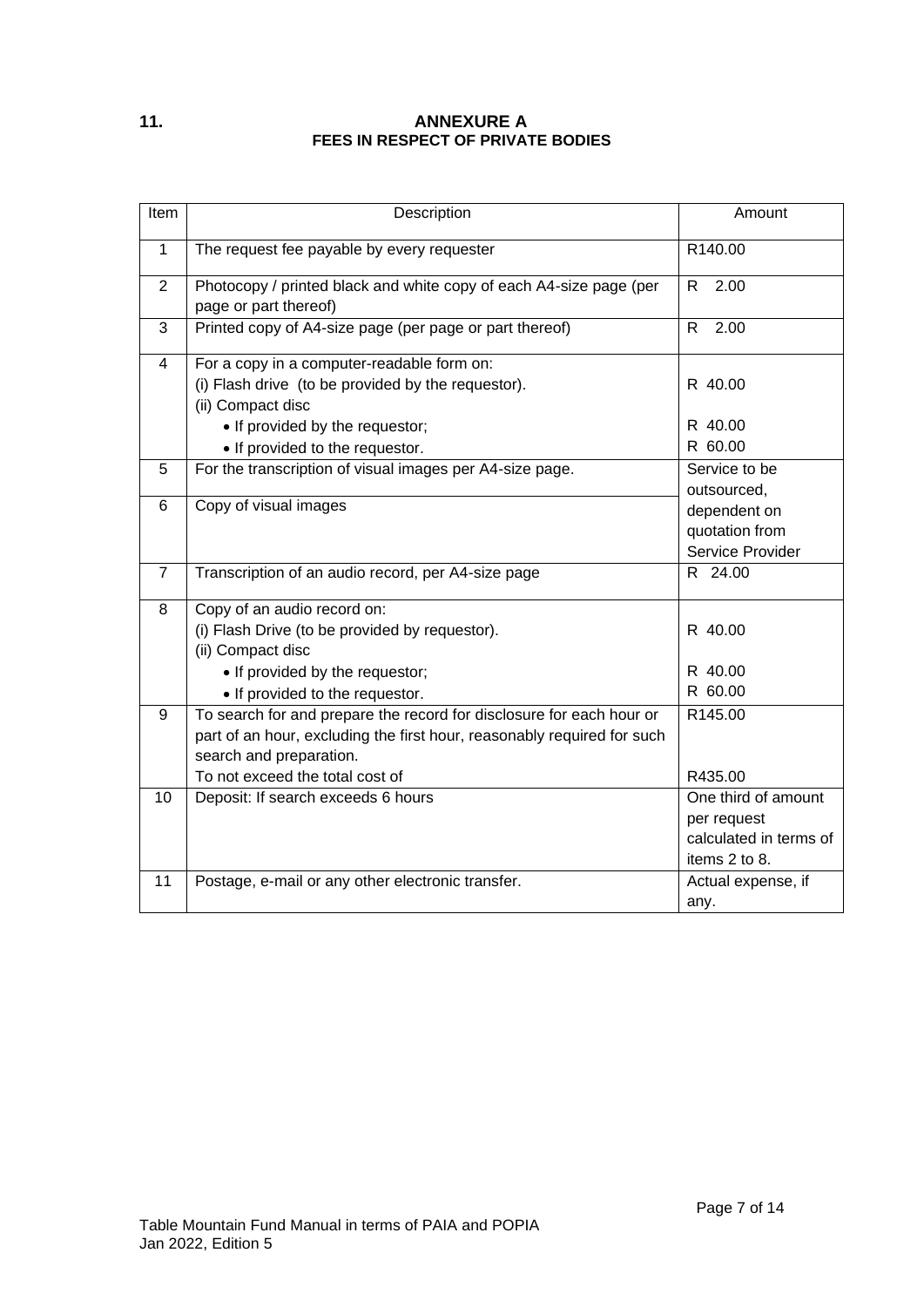## 11. ANNEXURE A
## FEES IN RESPECT OF PRIVATE BODIES

| Item | Description | Amount |
|---|---|---|
| 1 | The request fee payable by every requester | R140.00 |
| 2 | Photocopy / printed black and white copy of each A4-size page (per page or part thereof) | R 2.00 |
| 3 | Printed copy of A4-size page (per page or part thereof) | R 2.00 |
| 4 | For a copy in a computer-readable form on:<br>(i) Flash drive (to be provided by the requestor).<br>(ii) Compact disc<br>• If provided by the requestor;<br>• If provided to the requestor. | <br>R 40.00<br><br>R 40.00<br>R 60.00 |
| 5 | For the transcription of visual images per A4-size page. | Service to be outsourced, dependent on quotation from Service Provider |
| 6 | Copy of visual images | |
| 7 | Transcription of an audio record, per A4-size page | R 24.00 |
| 8 | Copy of an audio record on:<br>(i) Flash Drive (to be provided by requestor).<br>(ii) Compact disc<br>• If provided by the requestor;<br>• If provided to the requestor. | <br>R 40.00<br><br>R 40.00<br>R 60.00 |
| 9 | To search for and prepare the record for disclosure for each hour or part of an hour, excluding the first hour, reasonably required for such search and preparation.<br>To not exceed the total cost of | R145.00<br><br><br>R435.00 |
| 10 | Deposit: If search exceeds 6 hours | One third of amount per request calculated in terms of items 2 to 8. |
| 11 | Postage, e-mail or any other electronic transfer. | Actual expense, if any. |

Table Mountain Fund Manual in terms of PAIA and POPIA
Jan 2022, Edition 5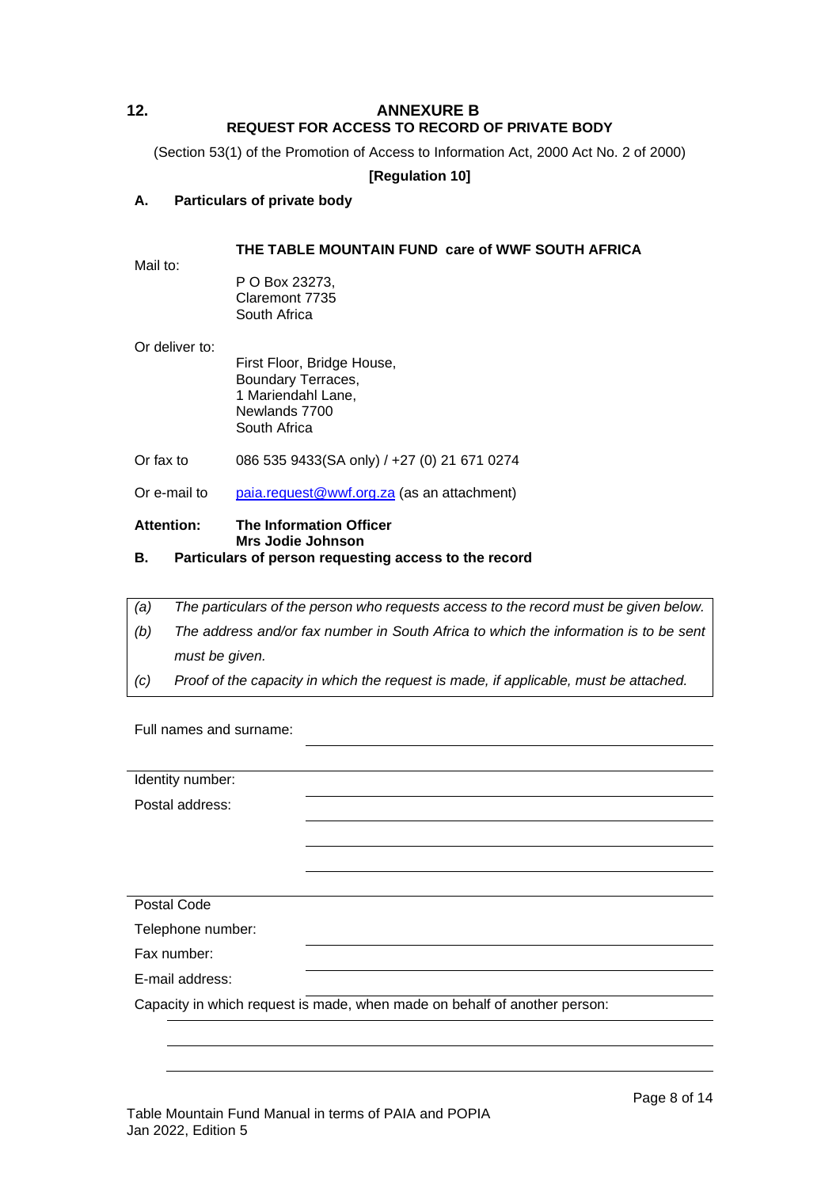## 12. ANNEXURE B

### REQUEST FOR ACCESS TO RECORD OF PRIVATE BODY

(Section 53(1) of the Promotion of Access to Information Act, 2000 Act No. 2 of 2000)

**[Regulation 10]**

### A. Particulars of private body

**THE TABLE MOUNTAIN FUND care of WWF SOUTH AFRICA**

Mail to:

P O Box 23273,
Claremont 7735
South Africa

Or deliver to:

First Floor, Bridge House,
Boundary Terraces,
1 Mariendahl Lane,
Newlands 7700
South Africa

Or fax to 086 535 9433(SA only) / +27 (0) 21 671 0274

Or e-mail to paia.request@wwf.org.za (as an attachment)

**Attention: The Information Officer**
**Mrs Jodie Johnson**

### B. Particulars of person requesting access to the record

| | |
|---|---|
| *(a)* | *The particulars of the person who requests access to the record must be given below.* |
| *(b)* | *The address and/or fax number in South Africa to which the information is to be sent must be given.* |
| *(c)* | *Proof of the capacity in which the request is made, if applicable, must be attached.* |

Full names and surname: ______________________________

______________________________

Identity number: ______________________________

Postal address: ______________________________

______________________________

______________________________

______________________________

Postal Code ______________________________

Telephone number: ______________________________

Fax number: ______________________________

E-mail address: ______________________________

Capacity in which request is made, when made on behalf of another person:

______________________________

______________________________

______________________________

Table Mountain Fund Manual in terms of PAIA and POPIA
Jan 2022, Edition 5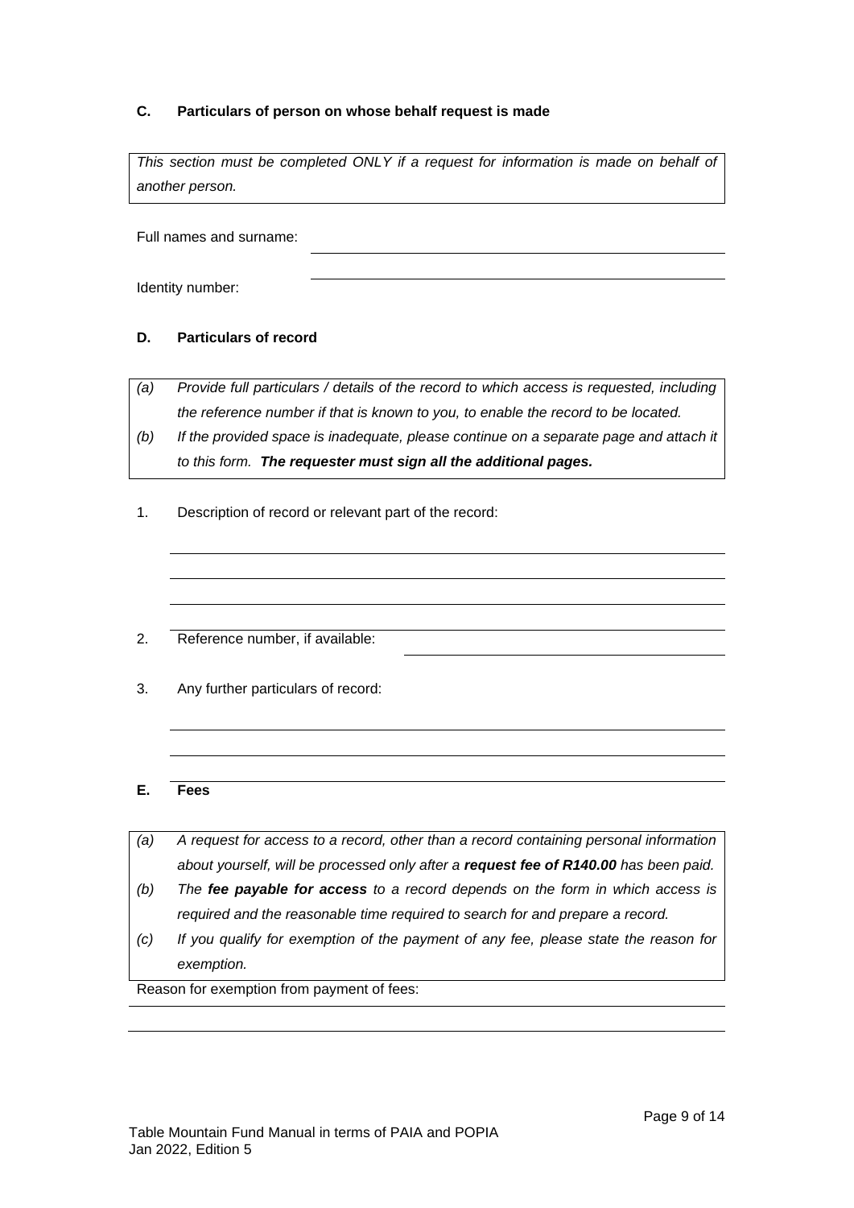**C. Particulars of person on whose behalf request is made**

*This section must be completed ONLY if a request for information is made on behalf of another person.*

Full names and surname: ______________________________

Identity number: ______________________________

**D. Particulars of record**

*(a) Provide full particulars / details of the record to which access is requested, including the reference number if that is known to you, to enable the record to be located.*

*(b) If the provided space is inadequate, please continue on a separate page and attach it to this form.* ***The requester must sign all the additional pages.***

1. Description of record or relevant part of the record:

______________________________

______________________________

______________________________

______________________________

2. Reference number, if available: ______________________________

3. Any further particulars of record:

______________________________

______________________________

______________________________

**E. Fees**

*(a) A request for access to a record, other than a record containing personal information about yourself, will be processed only after a* ***request fee of R140.00*** *has been paid.*

*(b) The* ***fee payable for access*** *to a record depends on the form in which access is required and the reasonable time required to search for and prepare a record.*

*(c) If you qualify for exemption of the payment of any fee, please state the reason for exemption.*

Reason for exemption from payment of fees:

______________________________

______________________________

Table Mountain Fund Manual in terms of PAIA and POPIA
Jan 2022, Edition 5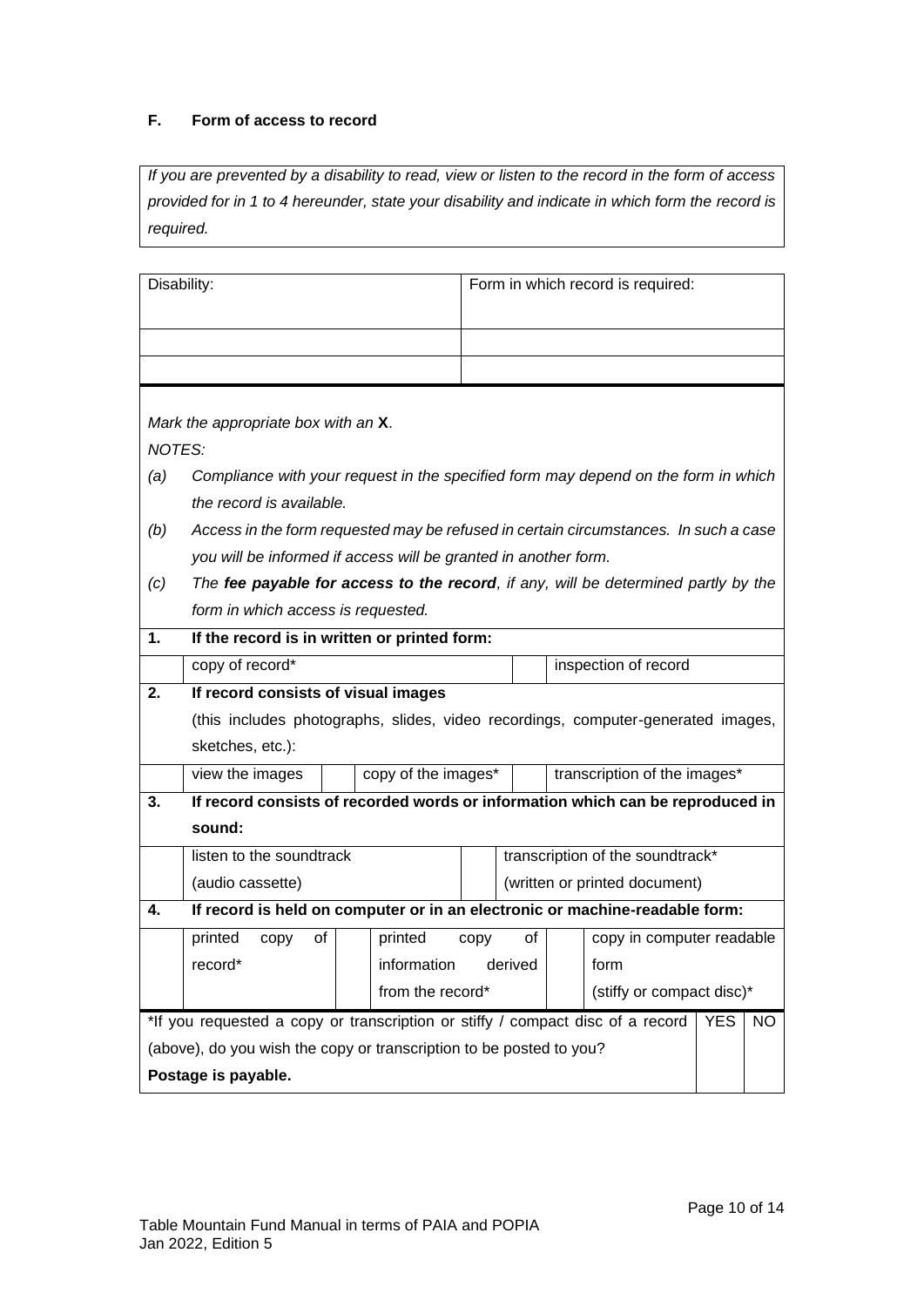### F. Form of access to record

*If you are prevented by a disability to read, view or listen to the record in the form of access provided for in 1 to 4 hereunder, state your disability and indicate in which form the record is required.*

| Disability: | Form in which record is required: |
|---|---|
| | |
| | |

*Mark the appropriate box with an* **X**.

*NOTES:*

*(a) Compliance with your request in the specified form may depend on the form in which the record is available.*

*(b) Access in the form requested may be refused in certain circumstances. In such a case you will be informed if access will be granted in another form.*

*(c) The **fee payable for access to the record**, if any, will be determined partly by the form in which access is requested.*

| | | | | | |
|---|---|---|---|---|---|
| **1.** | **If the record is in written or printed form:** | | | | |
| | copy of record* | | inspection of record | | |
| **2.** | **If record consists of visual images** (this includes photographs, slides, video recordings, computer-generated images, sketches, etc.): | | | | |
| | view the images | | copy of the images* | | transcription of the images* |
| **3.** | **If record consists of recorded words or information which can be reproduced in sound:** | | | | |
| | listen to the soundtrack (audio cassette) | | transcription of the soundtrack* (written or printed document) | | |
| **4.** | **If record is held on computer or in an electronic or machine-readable form:** | | | | |
| | printed copy of record* | | printed copy of information derived from the record* | | copy in computer readable form (stiffy or compact disc)* |

| | YES | NO |
|---|---|---|
| *If you requested a copy or transcription or stiffy / compact disc of a record (above), do you wish the copy or transcription to be posted to you? **Postage is payable.** | | |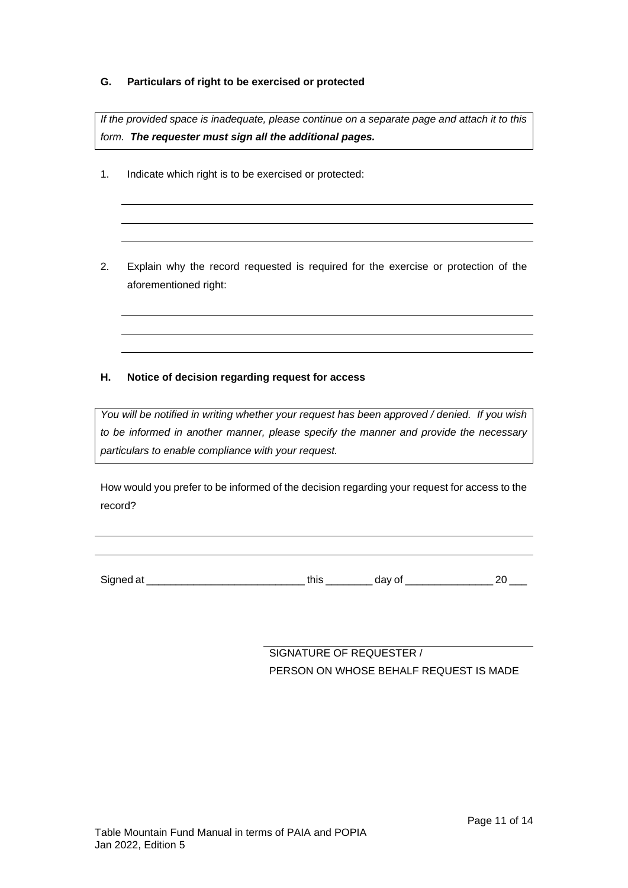**G. Particulars of right to be exercised or protected**

*If the provided space is inadequate, please continue on a separate page and attach it to this form.* ***The requester must sign all the additional pages.***

1. Indicate which right is to be exercised or protected:

_______________________________________________

_______________________________________________

_______________________________________________

2. Explain why the record requested is required for the exercise or protection of the aforementioned right:

_______________________________________________

_______________________________________________

_______________________________________________

**H. Notice of decision regarding request for access**

*You will be notified in writing whether your request has been approved / denied. If you wish to be informed in another manner, please specify the manner and provide the necessary particulars to enable compliance with your request.*

How would you prefer to be informed of the decision regarding your request for access to the record?

_______________________________________________

_______________________________________________

Signed at ___________________________ this ________ day of _______________ 20 ___

_______________________________________________

SIGNATURE OF REQUESTER /
PERSON ON WHOSE BEHALF REQUEST IS MADE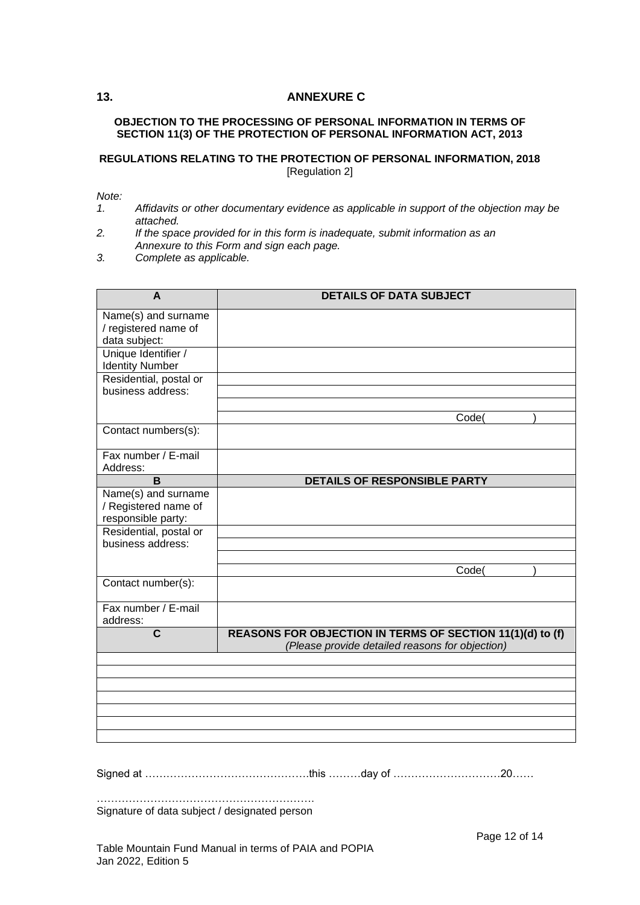## 13. ANNEXURE C

**OBJECTION TO THE PROCESSING OF PERSONAL INFORMATION IN TERMS OF SECTION 11(3) OF THE PROTECTION OF PERSONAL INFORMATION ACT, 2013**

**REGULATIONS RELATING TO THE PROTECTION OF PERSONAL INFORMATION, 2018**
[Regulation 2]

*Note:*

1. *Affidavits or other documentary evidence as applicable in support of the objection may be attached.*
2. *If the space provided for in this form is inadequate, submit information as an Annexure to this Form and sign each page.*
3. *Complete as applicable.*

| **A** | **DETAILS OF DATA SUBJECT** |
|---|---|
| Name(s) and surname / registered name of data subject: | |
| Unique Identifier / Identity Number | |
| Residential, postal or business address: | |
| | |
| | |
| | Code( ) |
| Contact numbers(s): | |
| Fax number / E-mail Address: | |
| **B** | **DETAILS OF RESPONSIBLE PARTY** |
| Name(s) and surname / Registered name of responsible party: | |
| Residential, postal or business address: | |
| | |
| | |
| | Code( ) |
| Contact number(s): | |
| Fax number / E-mail address: | |
| **C** | **REASONS FOR OBJECTION IN TERMS OF SECTION 11(1)(d) to (f)** *(Please provide detailed reasons for objection)* |
| | |
| | |
| | |
| | |
| | |
| | |
| | |

Signed at ……………………………………….this ………day of …………………………20……

……………………………………………………
Signature of data subject / designated person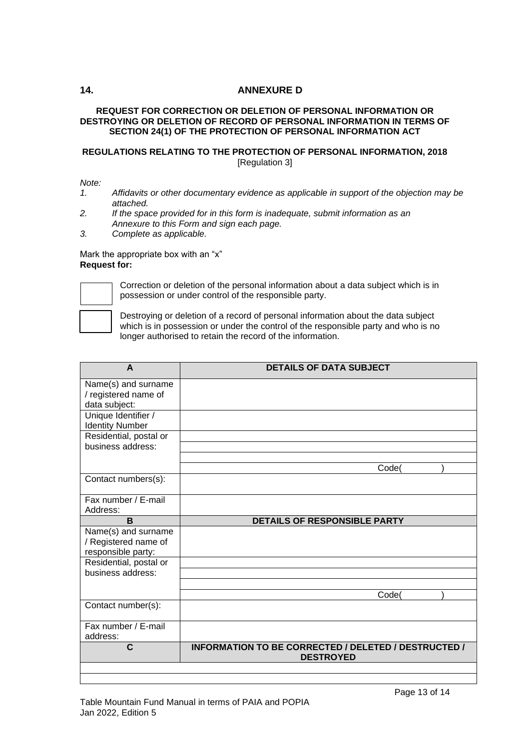## 14. ANNEXURE D

**REQUEST FOR CORRECTION OR DELETION OF PERSONAL INFORMATION OR DESTROYING OR DELETION OF RECORD OF PERSONAL INFORMATION IN TERMS OF SECTION 24(1) OF THE PROTECTION OF PERSONAL INFORMATION ACT**

**REGULATIONS RELATING TO THE PROTECTION OF PERSONAL INFORMATION, 2018**
[Regulation 3]

*Note:*

1. *Affidavits or other documentary evidence as applicable in support of the objection may be attached.*
2. *If the space provided for in this form is inadequate, submit information as an Annexure to this Form and sign each page.*
3. *Complete as applicable.*

Mark the appropriate box with an "x"
**Request for:**

☐ Correction or deletion of the personal information about a data subject which is in possession or under control of the responsible party.

☐ Destroying or deletion of a record of personal information about the data subject which is in possession or under the control of the responsible party and who is no longer authorised to retain the record of the information.

| **A** | **DETAILS OF DATA SUBJECT** |
|---|---|
| Name(s) and surname / registered name of data subject: | |
| Unique Identifier / Identity Number | |
| Residential, postal or business address: | |
| | |
| | |
| | Code(            ) |
| Contact numbers(s): | |
| Fax number / E-mail Address: | |
| **B** | **DETAILS OF RESPONSIBLE PARTY** |
| Name(s) and surname / Registered name of responsible party: | |
| Residential, postal or business address: | |
| | |
| | |
| | Code(            ) |
| Contact number(s): | |
| Fax number / E-mail address: | |
| **C** | **INFORMATION TO BE CORRECTED / DELETED / DESTRUCTED / DESTROYED** |
| | |
| | |

Table Mountain Fund Manual in terms of PAIA and POPIA
Jan 2022, Edition 5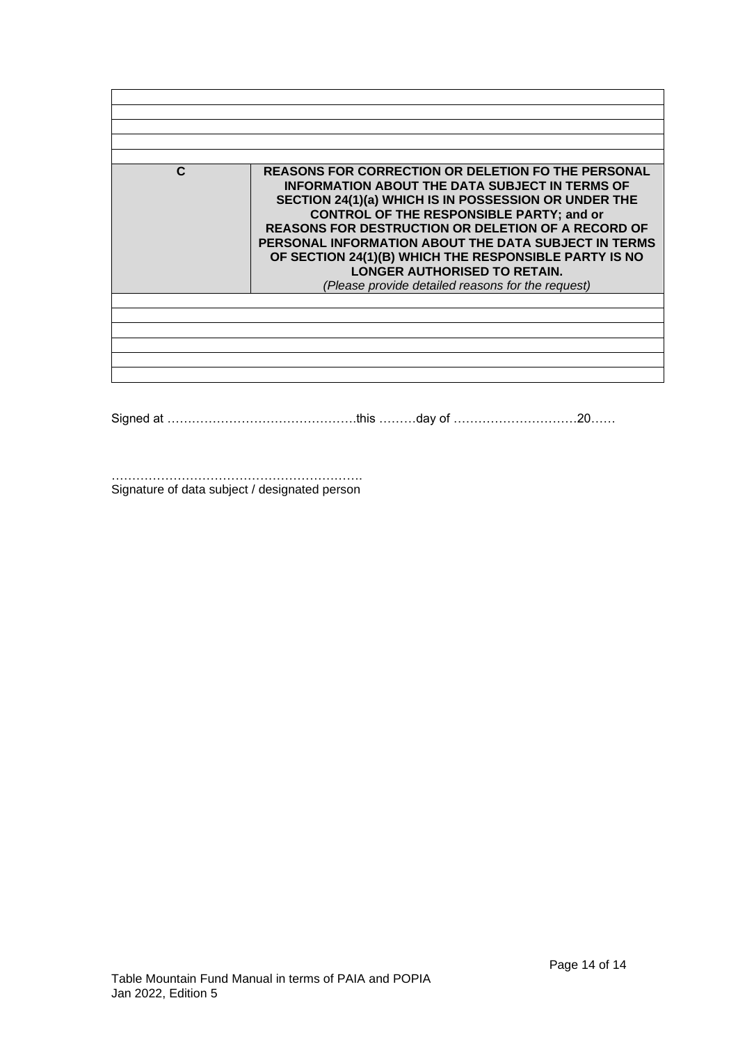| | |
|---|---|
| | |
| | |
| | |
| | |
| | |
| **C** | **REASONS FOR CORRECTION OR DELETION FO THE PERSONAL INFORMATION ABOUT THE DATA SUBJECT IN TERMS OF SECTION 24(1)(a) WHICH IS IN POSSESSION OR UNDER THE CONTROL OF THE RESPONSIBLE PARTY; and or REASONS FOR DESTRUCTION OR DELETION OF A RECORD OF PERSONAL INFORMATION ABOUT THE DATA SUBJECT IN TERMS OF SECTION 24(1)(B) WHICH THE RESPONSIBLE PARTY IS NO LONGER AUTHORISED TO RETAIN.** *(Please provide detailed reasons for the request)* |
| | |
| | |
| | |
| | |
| | |
| | |

Signed at ……………………………………….this ………day of …………………………20……

…………………………………………………….
Signature of data subject / designated person

Table Mountain Fund Manual in terms of PAIA and POPIA
Jan 2022, Edition 5